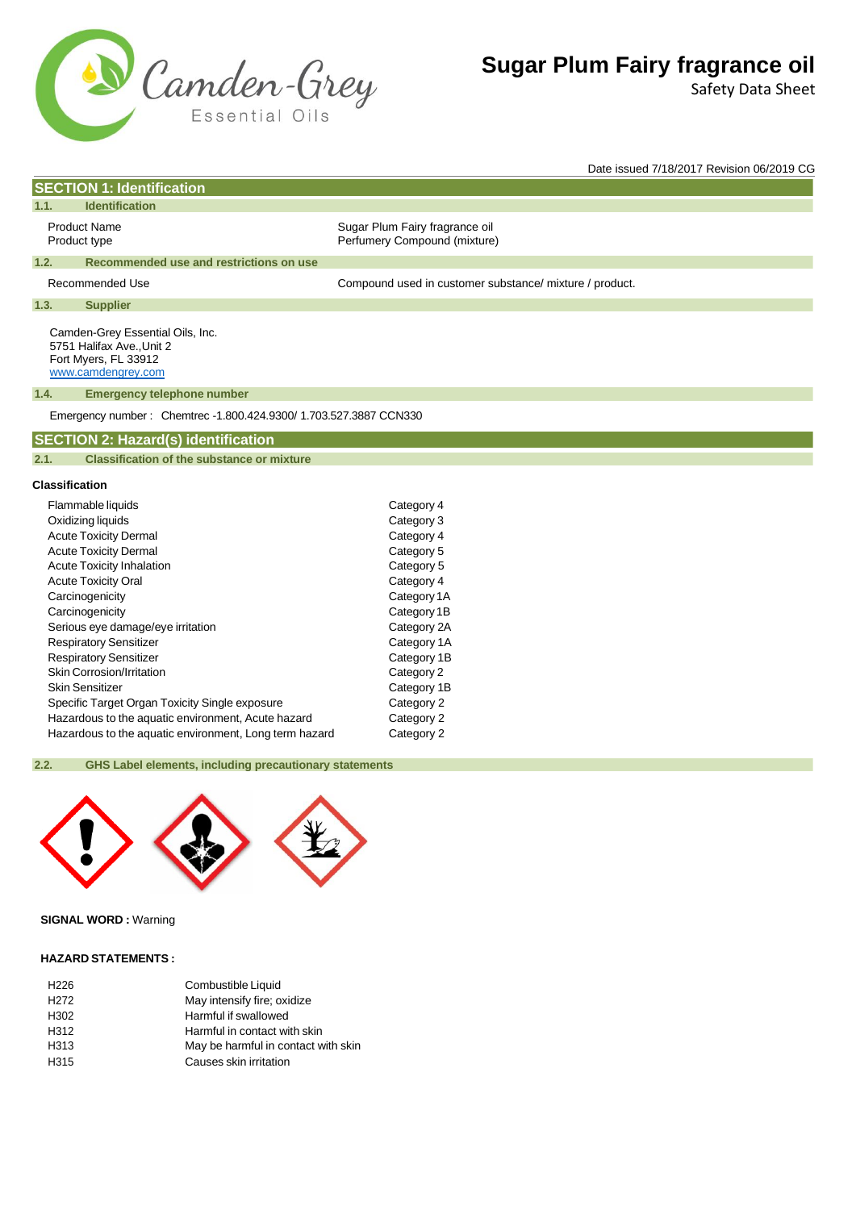# Sugar Plum Fairy fragrance oil

Safety Data Sheet

Date issued 7/18/2017 Revision 06/2019 CG

## SECTION 1: Identification

### 1.1. Identification

| | |
|---|---|
| Product Name | Sugar Plum Fairy fragrance oil |
| Product type | Perfumery Compound (mixture) |

### 1.2. Recommended use and restrictions on use

| | |
|---|---|
| Recommended Use | Compound used in customer substance/ mixture / product. |

### 1.3. Supplier

Camden-Grey Essential Oils, Inc.
5751 Halifax Ave.,Unit 2
Fort Myers, FL 33912
www.camdengrey.com

### 1.4. Emergency telephone number

Emergency number : Chemtrec -1.800.424.9300/ 1.703.527.3887 CCN330

## SECTION 2: Hazard(s) identification

### 2.1. Classification of the substance or mixture

**Classification**

| | |
|---|---|
| Flammable liquids | Category 4 |
| Oxidizing liquids | Category 3 |
| Acute Toxicity Dermal | Category 4 |
| Acute Toxicity Dermal | Category 5 |
| Acute Toxicity Inhalation | Category 5 |
| Acute Toxicity Oral | Category 4 |
| Carcinogenicity | Category 1A |
| Carcinogenicity | Category 1B |
| Serious eye damage/eye irritation | Category 2A |
| Respiratory Sensitizer | Category 1A |
| Respiratory Sensitizer | Category 1B |
| Skin Corrosion/Irritation | Category 2 |
| Skin Sensitizer | Category 1B |
| Specific Target Organ Toxicity Single exposure | Category 2 |
| Hazardous to the aquatic environment, Acute hazard | Category 2 |
| Hazardous to the aquatic environment, Long term hazard | Category 2 |

### 2.2. GHS Label elements, including precautionary statements

**SIGNAL WORD :** Warning

**HAZARD STATEMENTS :**

| | |
|---|---|
| H226 | Combustible Liquid |
| H272 | May intensify fire; oxidize |
| H302 | Harmful if swallowed |
| H312 | Harmful in contact with skin |
| H313 | May be harmful in contact with skin |
| H315 | Causes skin irritation |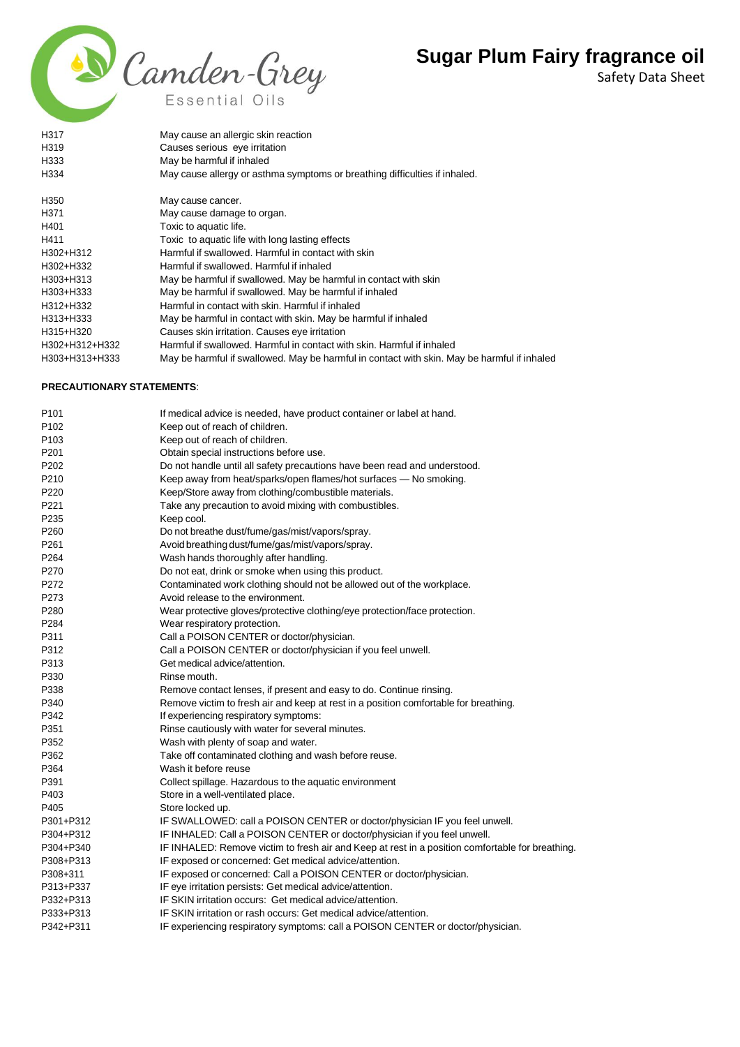| | |
|---|---|
| H317 | May cause an allergic skin reaction |
| H319 | Causes serious eye irritation |
| H333 | May be harmful if inhaled |
| H334 | May cause allergy or asthma symptoms or breathing difficulties if inhaled. |
| H350 | May cause cancer. |
| H371 | May cause damage to organ. |
| H401 | Toxic to aquatic life. |
| H411 | Toxic to aquatic life with long lasting effects |
| H302+H312 | Harmful if swallowed. Harmful in contact with skin |
| H302+H332 | Harmful if swallowed. Harmful if inhaled |
| H303+H313 | May be harmful if swallowed. May be harmful in contact with skin |
| H303+H333 | May be harmful if swallowed. May be harmful if inhaled |
| H312+H332 | Harmful in contact with skin. Harmful if inhaled |
| H313+H333 | May be harmful in contact with skin. May be harmful if inhaled |
| H315+H320 | Causes skin irritation. Causes eye irritation |
| H302+H312+H332 | Harmful if swallowed. Harmful in contact with skin. Harmful if inhaled |
| H303+H313+H333 | May be harmful if swallowed. May be harmful in contact with skin. May be harmful if inhaled |

**PRECAUTIONARY STATEMENTS**:

| | |
|---|---|
| P101 | If medical advice is needed, have product container or label at hand. |
| P102 | Keep out of reach of children. |
| P103 | Keep out of reach of children. |
| P201 | Obtain special instructions before use. |
| P202 | Do not handle until all safety precautions have been read and understood. |
| P210 | Keep away from heat/sparks/open flames/hot surfaces — No smoking. |
| P220 | Keep/Store away from clothing/combustible materials. |
| P221 | Take any precaution to avoid mixing with combustibles. |
| P235 | Keep cool. |
| P260 | Do not breathe dust/fume/gas/mist/vapors/spray. |
| P261 | Avoid breathing dust/fume/gas/mist/vapors/spray. |
| P264 | Wash hands thoroughly after handling. |
| P270 | Do not eat, drink or smoke when using this product. |
| P272 | Contaminated work clothing should not be allowed out of the workplace. |
| P273 | Avoid release to the environment. |
| P280 | Wear protective gloves/protective clothing/eye protection/face protection. |
| P284 | Wear respiratory protection. |
| P311 | Call a POISON CENTER or doctor/physician. |
| P312 | Call a POISON CENTER or doctor/physician if you feel unwell. |
| P313 | Get medical advice/attention. |
| P330 | Rinse mouth. |
| P338 | Remove contact lenses, if present and easy to do. Continue rinsing. |
| P340 | Remove victim to fresh air and keep at rest in a position comfortable for breathing. |
| P342 | If experiencing respiratory symptoms: |
| P351 | Rinse cautiously with water for several minutes. |
| P352 | Wash with plenty of soap and water. |
| P362 | Take off contaminated clothing and wash before reuse. |
| P364 | Wash it before reuse |
| P391 | Collect spillage. Hazardous to the aquatic environment |
| P403 | Store in a well-ventilated place. |
| P405 | Store locked up. |
| P301+P312 | IF SWALLOWED: call a POISON CENTER or doctor/physician IF you feel unwell. |
| P304+P312 | IF INHALED: Call a POISON CENTER or doctor/physician if you feel unwell. |
| P304+P340 | IF INHALED: Remove victim to fresh air and Keep at rest in a position comfortable for breathing. |
| P308+P313 | IF exposed or concerned: Get medical advice/attention. |
| P308+311 | IF exposed or concerned: Call a POISON CENTER or doctor/physician. |
| P313+P337 | IF eye irritation persists: Get medical advice/attention. |
| P332+P313 | IF SKIN irritation occurs: Get medical advice/attention. |
| P333+P313 | IF SKIN irritation or rash occurs: Get medical advice/attention. |
| P342+P311 | IF experiencing respiratory symptoms: call a POISON CENTER or doctor/physician. |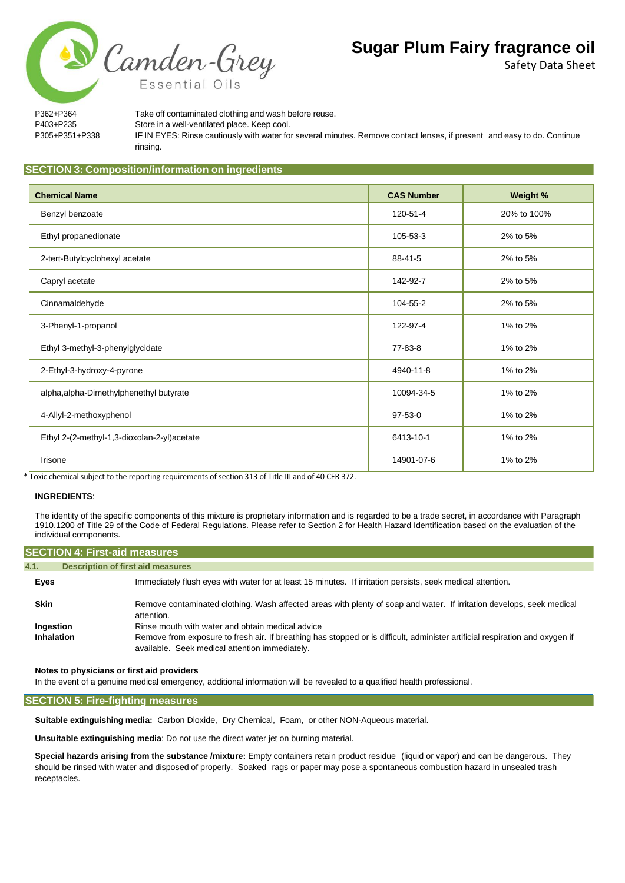P362+P364 Take off contaminated clothing and wash before reuse.
P403+P235 Store in a well-ventilated place. Keep cool.
P305+P351+P338 IF IN EYES: Rinse cautiously with water for several minutes. Remove contact lenses, if present and easy to do. Continue rinsing.

## SECTION 3: Composition/information on ingredients

| Chemical Name | CAS Number | Weight % |
|---|---|---|
| Benzyl benzoate | 120-51-4 | 20% to 100% |
| Ethyl propanedionate | 105-53-3 | 2% to 5% |
| 2-tert-Butylcyclohexyl acetate | 88-41-5 | 2% to 5% |
| Capryl acetate | 142-92-7 | 2% to 5% |
| Cinnamaldehyde | 104-55-2 | 2% to 5% |
| 3-Phenyl-1-propanol | 122-97-4 | 1% to 2% |
| Ethyl 3-methyl-3-phenylglycidate | 77-83-8 | 1% to 2% |
| 2-Ethyl-3-hydroxy-4-pyrone | 4940-11-8 | 1% to 2% |
| alpha,alpha-Dimethylphenethyl butyrate | 10094-34-5 | 1% to 2% |
| 4-Allyl-2-methoxyphenol | 97-53-0 | 1% to 2% |
| Ethyl 2-(2-methyl-1,3-dioxolan-2-yl)acetate | 6413-10-1 | 1% to 2% |
| Irisone | 14901-07-6 | 1% to 2% |

* Toxic chemical subject to the reporting requirements of section 313 of Title III and of 40 CFR 372.

**INGREDIENTS**:

The identity of the specific components of this mixture is proprietary information and is regarded to be a trade secret, in accordance with Paragraph 1910.1200 of Title 29 of the Code of Federal Regulations. Please refer to Section 2 for Health Hazard Identification based on the evaluation of the individual components.

## SECTION 4: First-aid measures

### 4.1. Description of first aid measures

**Eyes** Immediately flush eyes with water for at least 15 minutes. If irritation persists, seek medical attention.

**Skin** Remove contaminated clothing. Wash affected areas with plenty of soap and water. If irritation develops, seek medical attention.

**Ingestion** Rinse mouth with water and obtain medical advice

**Inhalation** Remove from exposure to fresh air. If breathing has stopped or is difficult, administer artificial respiration and oxygen if available. Seek medical attention immediately.

**Notes to physicians or first aid providers**

In the event of a genuine medical emergency, additional information will be revealed to a qualified health professional.

## SECTION 5: Fire-fighting measures

**Suitable extinguishing media:** Carbon Dioxide, Dry Chemical, Foam, or other NON-Aqueous material.

**Unsuitable extinguishing media**: Do not use the direct water jet on burning material.

**Special hazards arising from the substance /mixture:** Empty containers retain product residue (liquid or vapor) and can be dangerous. They should be rinsed with water and disposed of properly. Soaked rags or paper may pose a spontaneous combustion hazard in unsealed trash receptacles.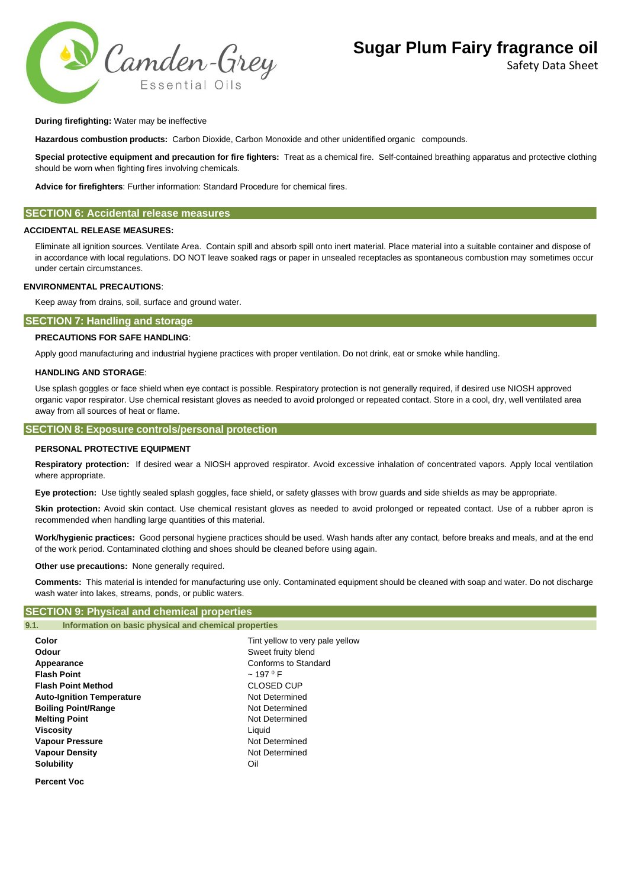**During firefighting:** Water may be ineffective

**Hazardous combustion products:** Carbon Dioxide, Carbon Monoxide and other unidentified organic compounds.

**Special protective equipment and precaution for fire fighters:** Treat as a chemical fire. Self-contained breathing apparatus and protective clothing should be worn when fighting fires involving chemicals.

**Advice for firefighters**: Further information: Standard Procedure for chemical fires.

## SECTION 6: Accidental release measures

**ACCIDENTAL RELEASE MEASURES:**

Eliminate all ignition sources. Ventilate Area. Contain spill and absorb spill onto inert material. Place material into a suitable container and dispose of in accordance with local regulations. DO NOT leave soaked rags or paper in unsealed receptacles as spontaneous combustion may sometimes occur under certain circumstances.

**ENVIRONMENTAL PRECAUTIONS**:

Keep away from drains, soil, surface and ground water.

## SECTION 7: Handling and storage

**PRECAUTIONS FOR SAFE HANDLING**:

Apply good manufacturing and industrial hygiene practices with proper ventilation. Do not drink, eat or smoke while handling.

**HANDLING AND STORAGE**:

Use splash goggles or face shield when eye contact is possible. Respiratory protection is not generally required, if desired use NIOSH approved organic vapor respirator. Use chemical resistant gloves as needed to avoid prolonged or repeated contact. Store in a cool, dry, well ventilated area away from all sources of heat or flame.

## SECTION 8: Exposure controls/personal protection

**PERSONAL PROTECTIVE EQUIPMENT**

**Respiratory protection:** If desired wear a NIOSH approved respirator. Avoid excessive inhalation of concentrated vapors. Apply local ventilation where appropriate.

**Eye protection:** Use tightly sealed splash goggles, face shield, or safety glasses with brow guards and side shields as may be appropriate.

**Skin protection:** Avoid skin contact. Use chemical resistant gloves as needed to avoid prolonged or repeated contact. Use of a rubber apron is recommended when handling large quantities of this material.

**Work/hygienic practices:** Good personal hygiene practices should be used. Wash hands after any contact, before breaks and meals, and at the end of the work period. Contaminated clothing and shoes should be cleaned before using again.

**Other use precautions:** None generally required.

**Comments:** This material is intended for manufacturing use only. Contaminated equipment should be cleaned with soap and water. Do not discharge wash water into lakes, streams, ponds, or public waters.

## SECTION 9: Physical and chemical properties

### 9.1. Information on basic physical and chemical properties

| | |
|---|---|
| **Color** | Tint yellow to very pale yellow |
| **Odour** | Sweet fruity blend |
| **Appearance** | Conforms to Standard |
| **Flash Point** | ~ 197 $^{0}$ F |
| **Flash Point Method** | CLOSED CUP |
| **Auto-Ignition Temperature** | Not Determined |
| **Boiling Point/Range** | Not Determined |
| **Melting Point** | Not Determined |
| **Viscosity** | Liquid |
| **Vapour Pressure** | Not Determined |
| **Vapour Density** | Not Determined |
| **Solubility** | Oil |

**Percent Voc**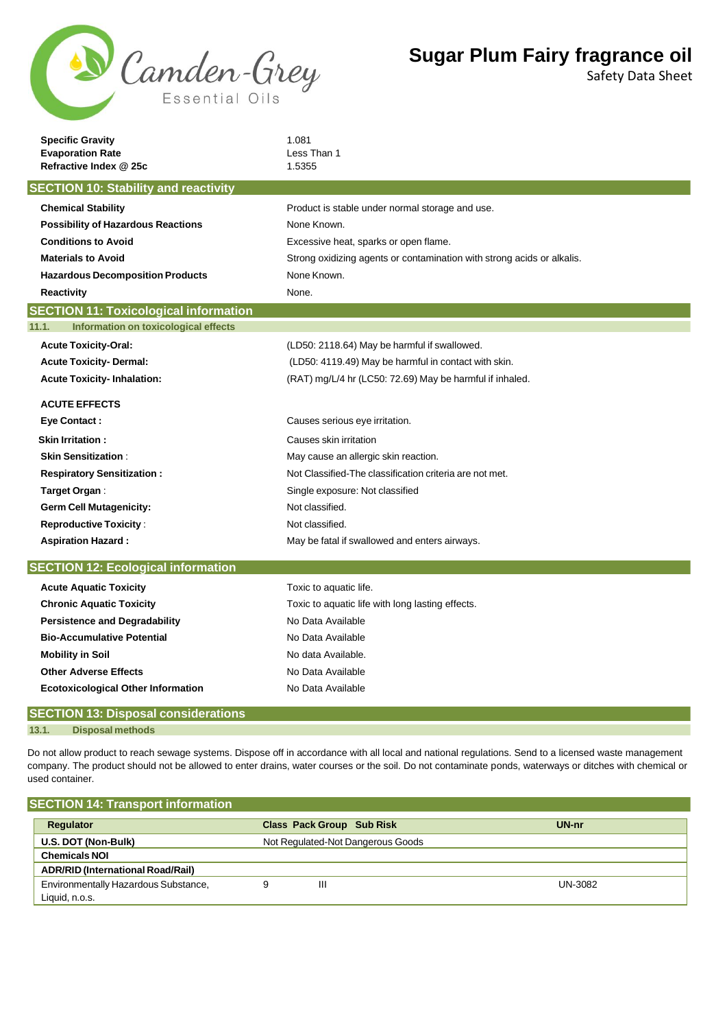| | |
|---|---|
| **Specific Gravity** | 1.081 |
| **Evaporation Rate** | Less Than 1 |
| **Refractive Index @ 25c** | 1.5355 |

## SECTION 10: Stability and reactivity

| | |
|---|---|
| **Chemical Stability** | Product is stable under normal storage and use. |
| **Possibility of Hazardous Reactions** | None Known. |
| **Conditions to Avoid** | Excessive heat, sparks or open flame. |
| **Materials to Avoid** | Strong oxidizing agents or contamination with strong acids or alkalis. |
| **Hazardous Decomposition Products** | None Known. |
| **Reactivity** | None. |

## SECTION 11: Toxicological information

### 11.1. Information on toxicological effects

| | |
|---|---|
| **Acute Toxicity-Oral:** | (LD50: 2118.64) May be harmful if swallowed. |
| **Acute Toxicity- Dermal:** | (LD50: 4119.49) May be harmful in contact with skin. |
| **Acute Toxicity- Inhalation:** | (RAT) mg/L/4 hr (LC50: 72.69) May be harmful if inhaled. |

**ACUTE EFFECTS**

| | |
|---|---|
| **Eye Contact :** | Causes serious eye irritation. |
| **Skin Irritation :** | Causes skin irritation |
| **Skin Sensitization** : | May cause an allergic skin reaction. |
| **Respiratory Sensitization :** | Not Classified-The classification criteria are not met. |
| **Target Organ** : | Single exposure: Not classified |
| **Germ Cell Mutagenicity:** | Not classified. |
| **Reproductive Toxicity** : | Not classified. |
| **Aspiration Hazard :** | May be fatal if swallowed and enters airways. |

## SECTION 12: Ecological information

| | |
|---|---|
| **Acute Aquatic Toxicity** | Toxic to aquatic life. |
| **Chronic Aquatic Toxicity** | Toxic to aquatic life with long lasting effects. |
| **Persistence and Degradability** | No Data Available |
| **Bio-Accumulative Potential** | No Data Available |
| **Mobility in Soil** | No data Available. |
| **Other Adverse Effects** | No Data Available |
| **Ecotoxicological Other Information** | No Data Available |

## SECTION 13: Disposal considerations

### 13.1. Disposal methods

Do not allow product to reach sewage systems. Dispose off in accordance with all local and national regulations. Send to a licensed waste management company. The product should not be allowed to enter drains, water courses or the soil. Do not contaminate ponds, waterways or ditches with chemical or used container.

## SECTION 14: Transport information

| Regulator | Class | Pack Group | Sub Risk | UN-nr |
|---|---|---|---|---|
| **U.S. DOT (Non-Bulk)** | Not Regulated-Not Dangerous Goods | | | |
| **Chemicals NOI** | | | | |
| **ADR/RID (International Road/Rail)** | | | | |
| Environmentally Hazardous Substance, Liquid, n.o.s. | 9 | III | | UN-3082 |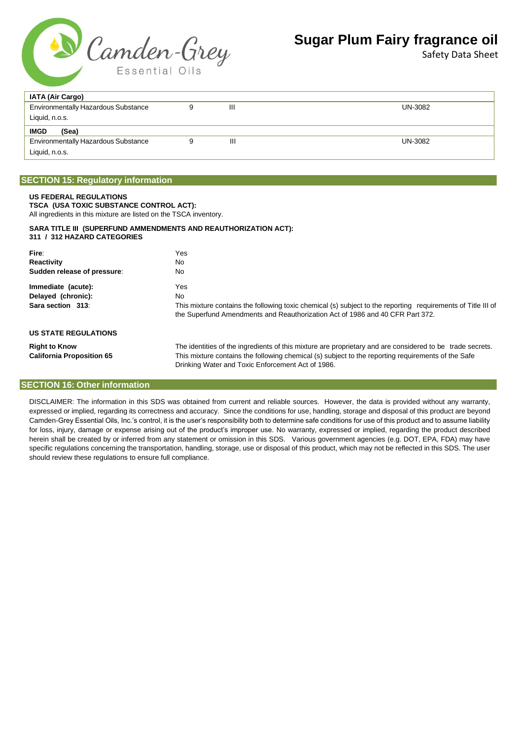| | | | |
|---|---|---|---|
| **IATA (Air Cargo)** | | | |
| Environmentally Hazardous Substance Liquid, n.o.s. | 9 | III | UN-3082 |
| **IMGD (Sea)** | | | |
| Environmentally Hazardous Substance Liquid, n.o.s. | 9 | III | UN-3082 |

## SECTION 15: Regulatory information

**US FEDERAL REGULATIONS**
**TSCA (USA TOXIC SUBSTANCE CONTROL ACT):**
All ingredients in this mixture are listed on the TSCA inventory.

**SARA TITLE III (SUPERFUND AMMENDMENTS AND REAUTHORIZATION ACT):**
**311 / 312 HAZARD CATEGORIES**

| | |
|---|---|
| **Fire**: | Yes |
| **Reactivity** | No |
| **Sudden release of pressure**: | No |
| **Immediate (acute):** | Yes |
| **Delayed (chronic):** | No |
| **Sara section 313**: | This mixture contains the following toxic chemical (s) subject to the reporting requirements of Title III of the Superfund Amendments and Reauthorization Act of 1986 and 40 CFR Part 372. |

**US STATE REGULATIONS**

| | |
|---|---|
| **Right to Know** | The identities of the ingredients of this mixture are proprietary and are considered to be trade secrets. |
| **California Proposition 65** | This mixture contains the following chemical (s) subject to the reporting requirements of the Safe Drinking Water and Toxic Enforcement Act of 1986. |

## SECTION 16: Other information

DISCLAIMER: The information in this SDS was obtained from current and reliable sources. However, the data is provided without any warranty, expressed or implied, regarding its correctness and accuracy. Since the conditions for use, handling, storage and disposal of this product are beyond Camden-Grey Essential Oils, Inc.'s control, it is the user's responsibility both to determine safe conditions for use of this product and to assume liability for loss, injury, damage or expense arising out of the product's improper use. No warranty, expressed or implied, regarding the product described herein shall be created by or inferred from any statement or omission in this SDS. Various government agencies (e.g. DOT, EPA, FDA) may have specific regulations concerning the transportation, handling, storage, use or disposal of this product, which may not be reflected in this SDS. The user should review these regulations to ensure full compliance.